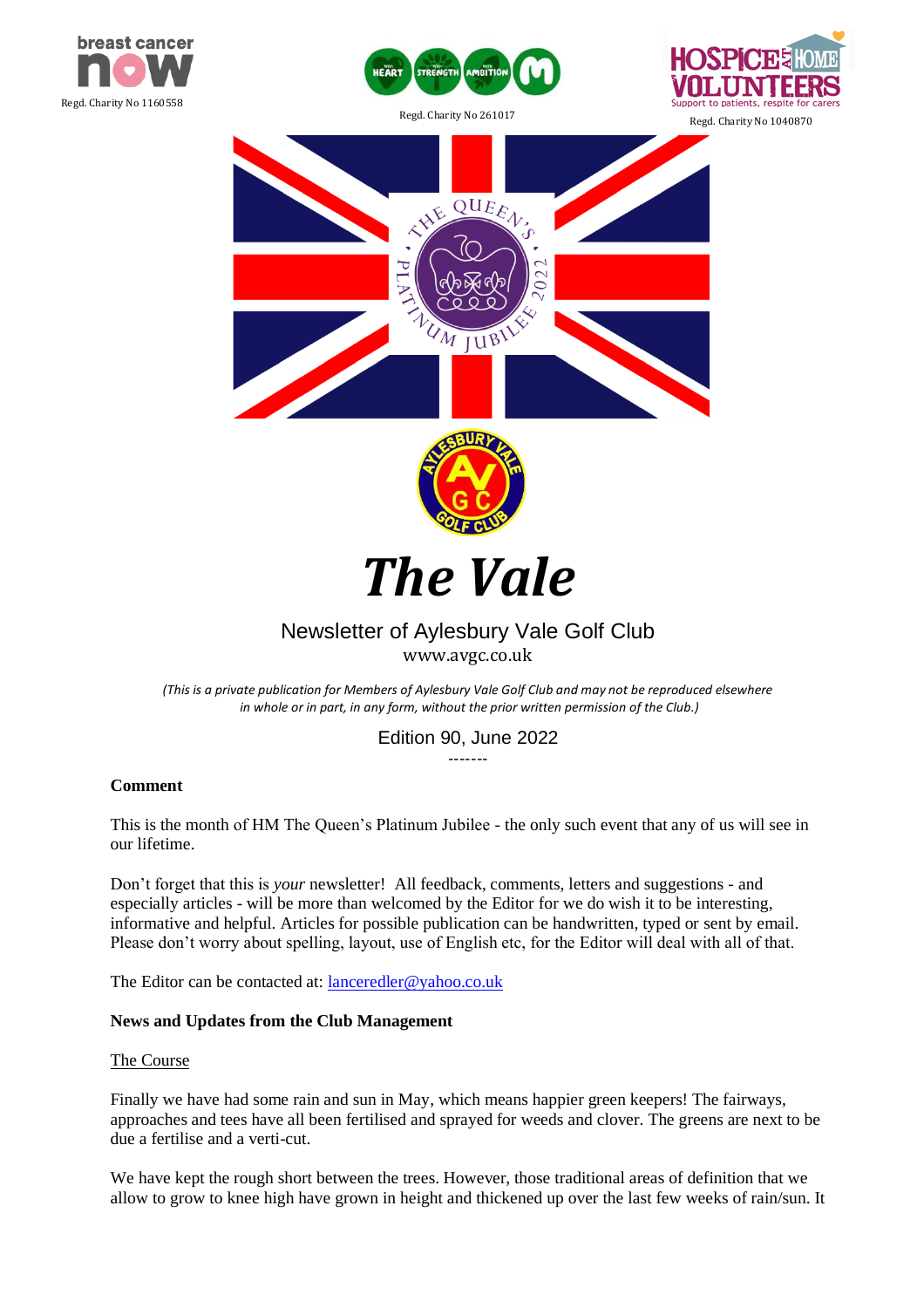Regd. Charity No 1160558

Regd. Charity No 261017

Support to patients, respite for carers

Regd. Charity No 1040870

# *The Vale*

## Newsletter of Aylesbury Vale Golf Club

www.avgc.co.uk

*(This is a private publication for Members of Aylesbury Vale Golf Club and may not be reproduced elsewhere in whole or in part, in any form, without the prior written permission of the Club.)*

Edition 90, June 2022

-------

**Comment**

This is the month of HM The Queen's Platinum Jubilee - the only such event that any of us will see in our lifetime.

Don't forget that this is *your* newsletter! All feedback, comments, letters and suggestions - and especially articles - will be more than welcomed by the Editor for we do wish it to be interesting, informative and helpful. Articles for possible publication can be handwritten, typed or sent by email. Please don't worry about spelling, layout, use of English etc, for the Editor will deal with all of that.

The Editor can be contacted at: lanceredler@yahoo.co.uk

**News and Updates from the Club Management**

The Course

Finally we have had some rain and sun in May, which means happier green keepers! The fairways, approaches and tees have all been fertilised and sprayed for weeds and clover. The greens are next to be due a fertilise and a verti-cut.

We have kept the rough short between the trees. However, those traditional areas of definition that we allow to grow to knee high have grown in height and thickened up over the last few weeks of rain/sun. It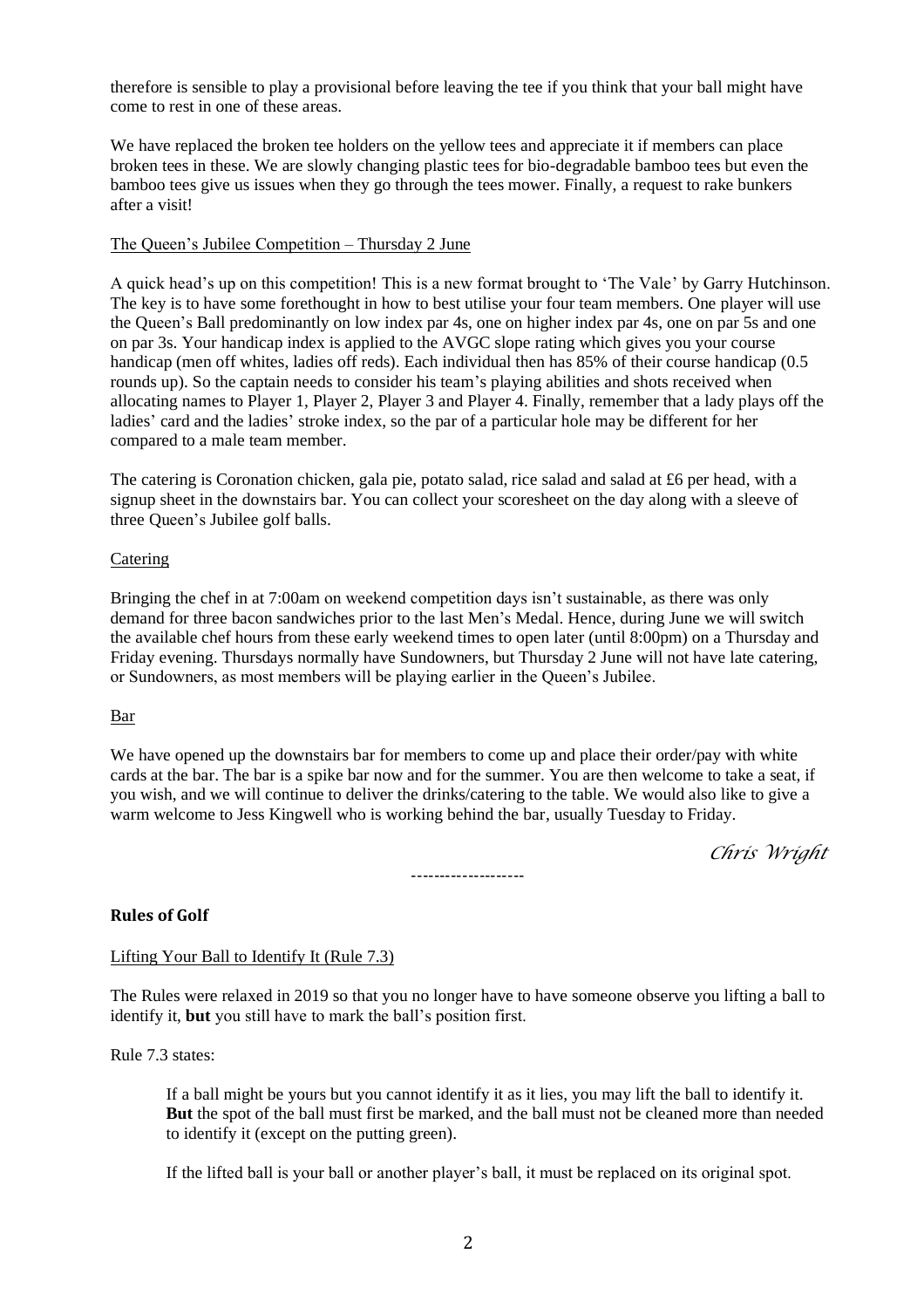therefore is sensible to play a provisional before leaving the tee if you think that your ball might have come to rest in one of these areas.

We have replaced the broken tee holders on the yellow tees and appreciate it if members can place broken tees in these. We are slowly changing plastic tees for bio-degradable bamboo tees but even the bamboo tees give us issues when they go through the tees mower. Finally, a request to rake bunkers after a visit!

### The Queen's Jubilee Competition – Thursday 2 June

A quick head's up on this competition! This is a new format brought to 'The Vale' by Garry Hutchinson. The key is to have some forethought in how to best utilise your four team members. One player will use the Queen's Ball predominantly on low index par 4s, one on higher index par 4s, one on par 5s and one on par 3s. Your handicap index is applied to the AVGC slope rating which gives you your course handicap (men off whites, ladies off reds). Each individual then has 85% of their course handicap (0.5 rounds up). So the captain needs to consider his team's playing abilities and shots received when allocating names to Player 1, Player 2, Player 3 and Player 4. Finally, remember that a lady plays off the ladies' card and the ladies' stroke index, so the par of a particular hole may be different for her compared to a male team member.

The catering is Coronation chicken, gala pie, potato salad, rice salad and salad at £6 per head, with a signup sheet in the downstairs bar. You can collect your scoresheet on the day along with a sleeve of three Queen's Jubilee golf balls.

### Catering

Bringing the chef in at 7:00am on weekend competition days isn't sustainable, as there was only demand for three bacon sandwiches prior to the last Men's Medal. Hence, during June we will switch the available chef hours from these early weekend times to open later (until 8:00pm) on a Thursday and Friday evening. Thursdays normally have Sundowners, but Thursday 2 June will not have late catering, or Sundowners, as most members will be playing earlier in the Queen's Jubilee.

### Bar

We have opened up the downstairs bar for members to come up and place their order/pay with white cards at the bar. The bar is a spike bar now and for the summer. You are then welcome to take a seat, if you wish, and we will continue to deliver the drinks/catering to the table. We would also like to give a warm welcome to Jess Kingwell who is working behind the bar, usually Tuesday to Friday.

*Chris Wright*

--------------------

## Rules of Golf

### Lifting Your Ball to Identify It (Rule 7.3)

The Rules were relaxed in 2019 so that you no longer have to have someone observe you lifting a ball to identify it, **but** you still have to mark the ball's position first.

Rule 7.3 states:

> If a ball might be yours but you cannot identify it as it lies, you may lift the ball to identify it. **But** the spot of the ball must first be marked, and the ball must not be cleaned more than needed to identify it (except on the putting green).
>
> If the lifted ball is your ball or another player's ball, it must be replaced on its original spot.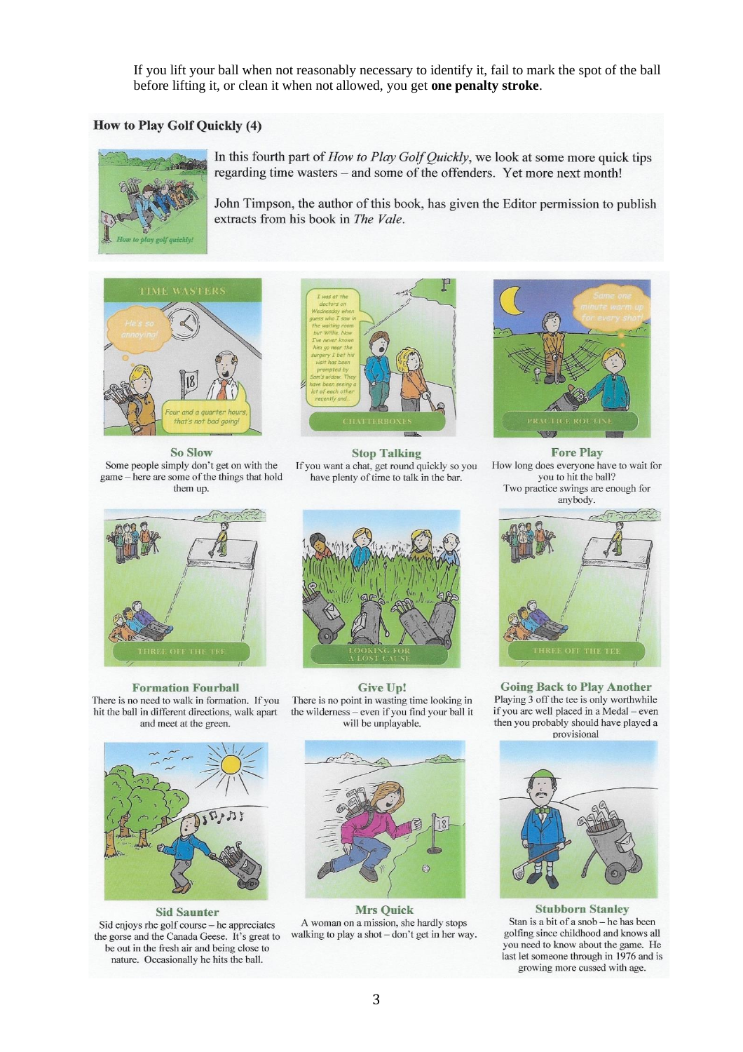If you lift your ball when not reasonably necessary to identify it, fail to mark the spot of the ball before lifting it, or clean it when not allowed, you get **one penalty stroke**.

## How to Play Golf Quickly (4)

In this fourth part of *How to Play Golf Quickly*, we look at some more quick tips regarding time wasters – and some of the offenders. Yet more next month!

John Timpson, the author of this book, has given the Editor permission to publish extracts from his book in *The Vale*.

### So Slow

Some people simply don't get on with the game – here are some of the things that hold them up.

### Stop Talking

If you want a chat, get round quickly so you have plenty of time to talk in the bar.

### Fore Play

How long does everyone have to wait for you to hit the ball?
Two practice swings are enough for anybody.

### Formation Fourball

There is no need to walk in formation. If you hit the ball in different directions, walk apart and meet at the green.

### Give Up!

There is no point in wasting time looking in the wilderness – even if you find your ball it will be unplayable.

### Going Back to Play Another

Playing 3 off the tee is only worthwhile if you are well placed in a Medal – even then you probably should have played a provisional

### Sid Saunter

Sid enjoys rhe golf course – he appreciates the gorse and the Canada Geese. It's great to be out in the fresh air and being close to nature. Occasionally he hits the ball.

### Mrs Quick

A woman on a mission, she hardly stops walking to play a shot – don't get in her way.

### Stubborn Stanley

Stan is a bit of a snob – he has been golfing since childhood and knows all you need to know about the game. He last let someone through in 1976 and is growing more cussed with age.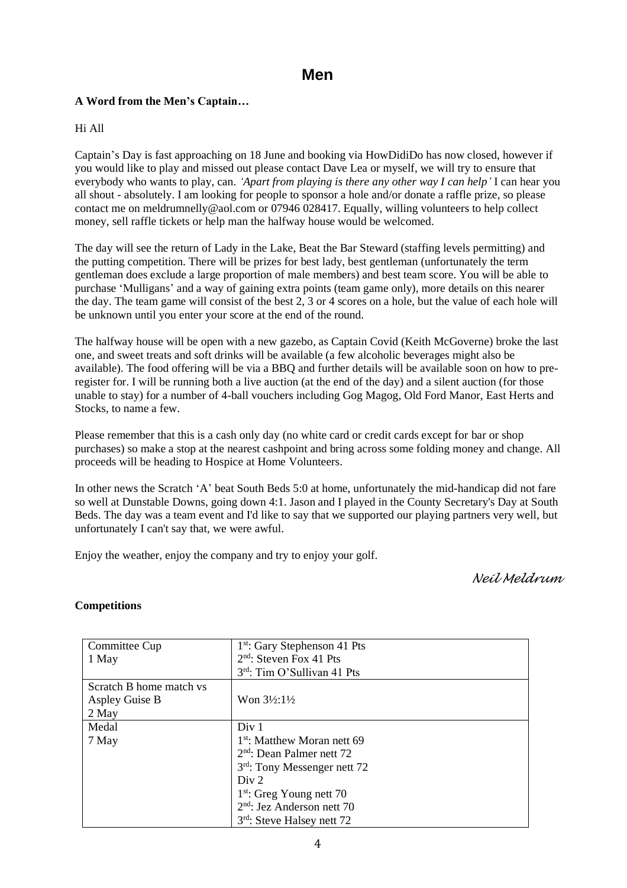# Men

**A Word from the Men's Captain…**

Hi All

Captain's Day is fast approaching on 18 June and booking via HowDidiDo has now closed, however if you would like to play and missed out please contact Dave Lea or myself, we will try to ensure that everybody who wants to play, can. *'Apart from playing is there any other way I can help'* I can hear you all shout - absolutely. I am looking for people to sponsor a hole and/or donate a raffle prize, so please contact me on meldrumnelly@aol.com or 07946 028417. Equally, willing volunteers to help collect money, sell raffle tickets or help man the halfway house would be welcomed.

The day will see the return of Lady in the Lake, Beat the Bar Steward (staffing levels permitting) and the putting competition. There will be prizes for best lady, best gentleman (unfortunately the term gentleman does exclude a large proportion of male members) and best team score. You will be able to purchase 'Mulligans' and a way of gaining extra points (team game only), more details on this nearer the day. The team game will consist of the best 2, 3 or 4 scores on a hole, but the value of each hole will be unknown until you enter your score at the end of the round.

The halfway house will be open with a new gazebo, as Captain Covid (Keith McGoverne) broke the last one, and sweet treats and soft drinks will be available (a few alcoholic beverages might also be available). The food offering will be via a BBQ and further details will be available soon on how to pre-register for. I will be running both a live auction (at the end of the day) and a silent auction (for those unable to stay) for a number of 4-ball vouchers including Gog Magog, Old Ford Manor, East Herts and Stocks, to name a few.

Please remember that this is a cash only day (no white card or credit cards except for bar or shop purchases) so make a stop at the nearest cashpoint and bring across some folding money and change. All proceeds will be heading to Hospice at Home Volunteers.

In other news the Scratch 'A' beat South Beds 5:0 at home, unfortunately the mid-handicap did not fare so well at Dunstable Downs, going down 4:1. Jason and I played in the County Secretary's Day at South Beds. The day was a team event and I'd like to say that we supported our playing partners very well, but unfortunately I can't say that, we were awful.

Enjoy the weather, enjoy the company and try to enjoy your golf.

*Neil Meldrum*

**Competitions**

| Event | Result |
| --- | --- |
| Committee Cup<br>1 May | 1st: Gary Stephenson 41 Pts<br>2nd: Steven Fox 41 Pts<br>3rd: Tim O'Sullivan 41 Pts |
| Scratch B home match vs Aspley Guise B<br>2 May | Won 3½:1½ |
| Medal<br>7 May | Div 1<br>1st: Matthew Moran nett 69<br>2nd: Dean Palmer nett 72<br>3rd: Tony Messenger nett 72<br>Div 2<br>1st: Greg Young nett 70<br>2nd: Jez Anderson nett 70<br>3rd: Steve Halsey nett 72 |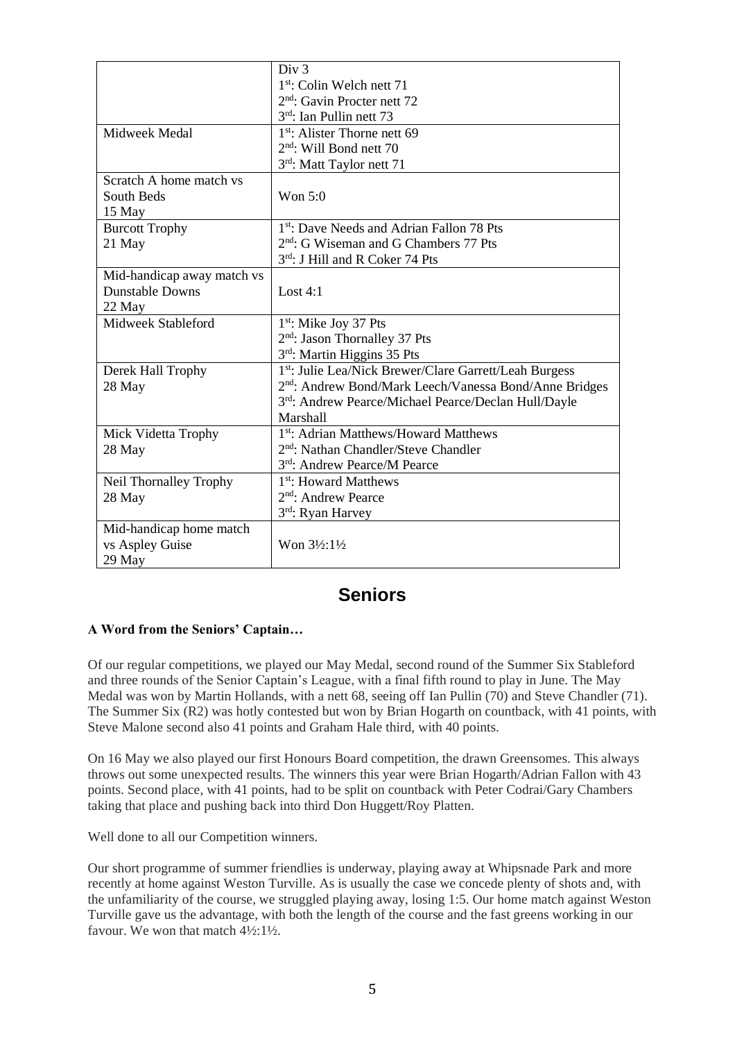| | |
|---|---|
| | Div 3<br>1st: Colin Welch nett 71<br>2nd: Gavin Procter nett 72<br>3rd: Ian Pullin nett 73 |
| Midweek Medal | 1st: Alister Thorne nett 69<br>2nd: Will Bond nett 70<br>3rd: Matt Taylor nett 71 |
| Scratch A home match vs South Beds<br>15 May | Won 5:0 |
| Burcott Trophy<br>21 May | 1st: Dave Needs and Adrian Fallon 78 Pts<br>2nd: G Wiseman and G Chambers 77 Pts<br>3rd: J Hill and R Coker 74 Pts |
| Mid-handicap away match vs Dunstable Downs<br>22 May | Lost 4:1 |
| Midweek Stableford | 1st: Mike Joy 37 Pts<br>2nd: Jason Thornalley 37 Pts<br>3rd: Martin Higgins 35 Pts |
| Derek Hall Trophy<br>28 May | 1st: Julie Lea/Nick Brewer/Clare Garrett/Leah Burgess<br>2nd: Andrew Bond/Mark Leech/Vanessa Bond/Anne Bridges<br>3rd: Andrew Pearce/Michael Pearce/Declan Hull/Dayle Marshall |
| Mick Videtta Trophy<br>28 May | 1st: Adrian Matthews/Howard Matthews<br>2nd: Nathan Chandler/Steve Chandler<br>3rd: Andrew Pearce/M Pearce |
| Neil Thornalley Trophy<br>28 May | 1st: Howard Matthews<br>2nd: Andrew Pearce<br>3rd: Ryan Harvey |
| Mid-handicap home match vs Aspley Guise<br>29 May | Won 3½:1½ |

## Seniors

**A Word from the Seniors' Captain…**

Of our regular competitions, we played our May Medal, second round of the Summer Six Stableford and three rounds of the Senior Captain's League, with a final fifth round to play in June. The May Medal was won by Martin Hollands, with a nett 68, seeing off Ian Pullin (70) and Steve Chandler (71). The Summer Six (R2) was hotly contested but won by Brian Hogarth on countback, with 41 points, with Steve Malone second also 41 points and Graham Hale third, with 40 points.

On 16 May we also played our first Honours Board competition, the drawn Greensomes. This always throws out some unexpected results. The winners this year were Brian Hogarth/Adrian Fallon with 43 points. Second place, with 41 points, had to be split on countback with Peter Codrai/Gary Chambers taking that place and pushing back into third Don Huggett/Roy Platten.

Well done to all our Competition winners.

Our short programme of summer friendlies is underway, playing away at Whipsnade Park and more recently at home against Weston Turville. As is usually the case we concede plenty of shots and, with the unfamiliarity of the course, we struggled playing away, losing 1:5. Our home match against Weston Turville gave us the advantage, with both the length of the course and the fast greens working in our favour. We won that match 4½:1½.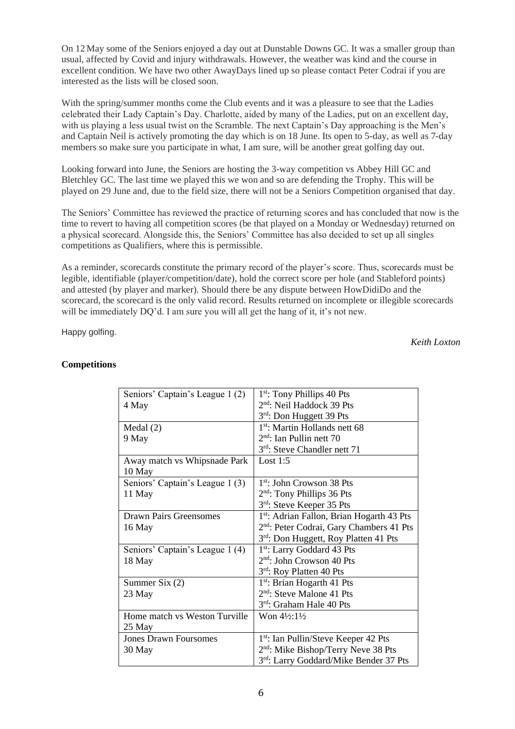On 12 May some of the Seniors enjoyed a day out at Dunstable Downs GC. It was a smaller group than usual, affected by Covid and injury withdrawals. However, the weather was kind and the course in excellent condition. We have two other AwayDays lined up so please contact Peter Codrai if you are interested as the lists will be closed soon.

With the spring/summer months come the Club events and it was a pleasure to see that the Ladies celebrated their Lady Captain's Day. Charlotte, aided by many of the Ladies, put on an excellent day, with us playing a less usual twist on the Scramble. The next Captain's Day approaching is the Men's and Captain Neil is actively promoting the day which is on 18 June. Its open to 5-day, as well as 7-day members so make sure you participate in what, I am sure, will be another great golfing day out.

Looking forward into June, the Seniors are hosting the 3-way competition vs Abbey Hill GC and Bletchley GC. The last time we played this we won and so are defending the Trophy. This will be played on 29 June and, due to the field size, there will not be a Seniors Competition organised that day.

The Seniors' Committee has reviewed the practice of returning scores and has concluded that now is the time to revert to having all competition scores (be that played on a Monday or Wednesday) returned on a physical scorecard. Alongside this, the Seniors' Committee has also decided to set up all singles competitions as Qualifiers, where this is permissible.

As a reminder, scorecards constitute the primary record of the player's score. Thus, scorecards must be legible, identifiable (player/competition/date), hold the correct score per hole (and Stableford points) and attested (by player and marker). Should there be any dispute between HowDidiDo and the scorecard, the scorecard is the only valid record. Results returned on incomplete or illegible scorecards will be immediately DQ'd. I am sure you will all get the hang of it, it's not new.

Happy golfing.

*Keith Loxton*

**Competitions**

| Competition | Result |
|---|---|
| Seniors' Captain's League 1 (2)<br>4 May | 1st: Tony Phillips 40 Pts<br>2nd: Neil Haddock 39 Pts<br>3rd: Don Huggett 39 Pts |
| Medal (2)<br>9 May | 1st: Martin Hollands nett 68<br>2nd: Ian Pullin nett 70<br>3rd: Steve Chandler nett 71 |
| Away match vs Whipsnade Park<br>10 May | Lost 1:5 |
| Seniors' Captain's League 1 (3)<br>11 May | 1st: John Crowson 38 Pts<br>2nd: Tony Phillips 36 Pts<br>3rd: Steve Keeper 35 Pts |
| Drawn Pairs Greensomes<br>16 May | 1st: Adrian Fallon, Brian Hogarth 43 Pts<br>2nd: Peter Codrai, Gary Chambers 41 Pts<br>3rd: Don Huggett, Roy Platten 41 Pts |
| Seniors' Captain's League 1 (4)<br>18 May | 1st: Larry Goddard 43 Pts<br>2nd: John Crowson 40 Pts<br>3rd: Roy Platten 40 Pts |
| Summer Six (2)<br>23 May | 1st: Brian Hogarth 41 Pts<br>2nd: Steve Malone 41 Pts<br>3rd: Graham Hale 40 Pts |
| Home match vs Weston Turville<br>25 May | Won 4½:1½ |
| Jones Drawn Foursomes<br>30 May | 1st: Ian Pullin/Steve Keeper 42 Pts<br>2nd: Mike Bishop/Terry Neve 38 Pts<br>3rd: Larry Goddard/Mike Bender 37 Pts |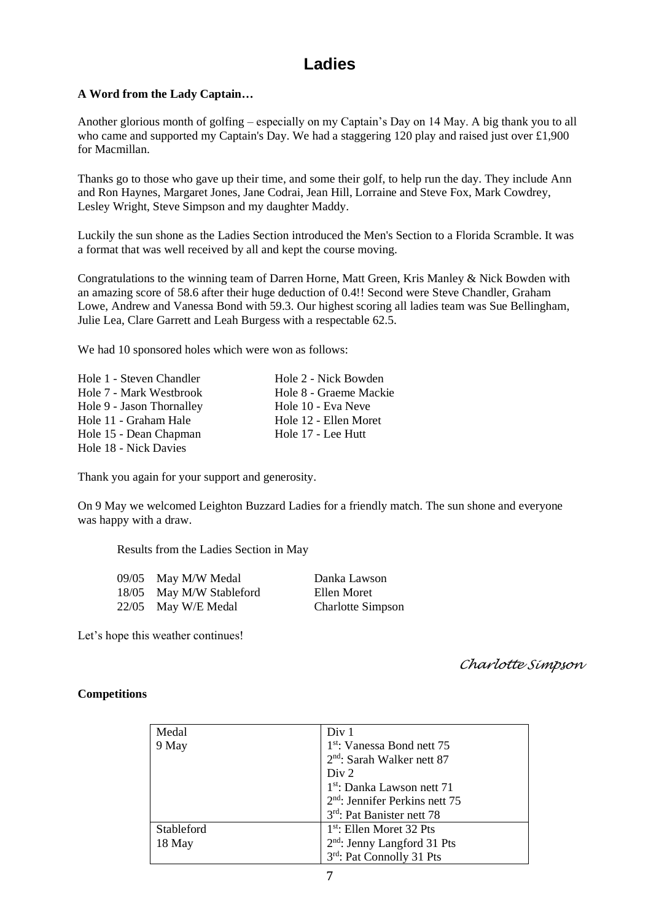# Ladies

**A Word from the Lady Captain…**

Another glorious month of golfing – especially on my Captain's Day on 14 May. A big thank you to all who came and supported my Captain's Day. We had a staggering 120 play and raised just over £1,900 for Macmillan.

Thanks go to those who gave up their time, and some their golf, to help run the day. They include Ann and Ron Haynes, Margaret Jones, Jane Codrai, Jean Hill, Lorraine and Steve Fox, Mark Cowdrey, Lesley Wright, Steve Simpson and my daughter Maddy.

Luckily the sun shone as the Ladies Section introduced the Men's Section to a Florida Scramble. It was a format that was well received by all and kept the course moving.

Congratulations to the winning team of Darren Horne, Matt Green, Kris Manley & Nick Bowden with an amazing score of 58.6 after their huge deduction of 0.4!! Second were Steve Chandler, Graham Lowe, Andrew and Vanessa Bond with 59.3. Our highest scoring all ladies team was Sue Bellingham, Julie Lea, Clare Garrett and Leah Burgess with a respectable 62.5.

We had 10 sponsored holes which were won as follows:

Hole 1 - Steven Chandler
Hole 2 - Nick Bowden
Hole 7 - Mark Westbrook
Hole 8 - Graeme Mackie
Hole 9 - Jason Thornalley
Hole 10 - Eva Neve
Hole 11 - Graham Hale
Hole 12 - Ellen Moret
Hole 15 - Dean Chapman
Hole 17 - Lee Hutt
Hole 18 - Nick Davies

Thank you again for your support and generosity.

On 9 May we welcomed Leighton Buzzard Ladies for a friendly match. The sun shone and everyone was happy with a draw.

Results from the Ladies Section in May

| | | |
|---|---|---|
| 09/05 | May M/W Medal | Danka Lawson |
| 18/05 | May M/W Stableford | Ellen Moret |
| 22/05 | May W/E Medal | Charlotte Simpson |

Let's hope this weather continues!

*Charlotte Simpson*

**Competitions**

| | |
|---|---|
| Medal<br>9 May | Div 1<br>1st: Vanessa Bond nett 75<br>2nd: Sarah Walker nett 87<br>Div 2<br>1st: Danka Lawson nett 71<br>2nd: Jennifer Perkins nett 75<br>3rd: Pat Banister nett 78 |
| Stableford<br>18 May | 1st: Ellen Moret 32 Pts<br>2nd: Jenny Langford 31 Pts<br>3rd: Pat Connolly 31 Pts |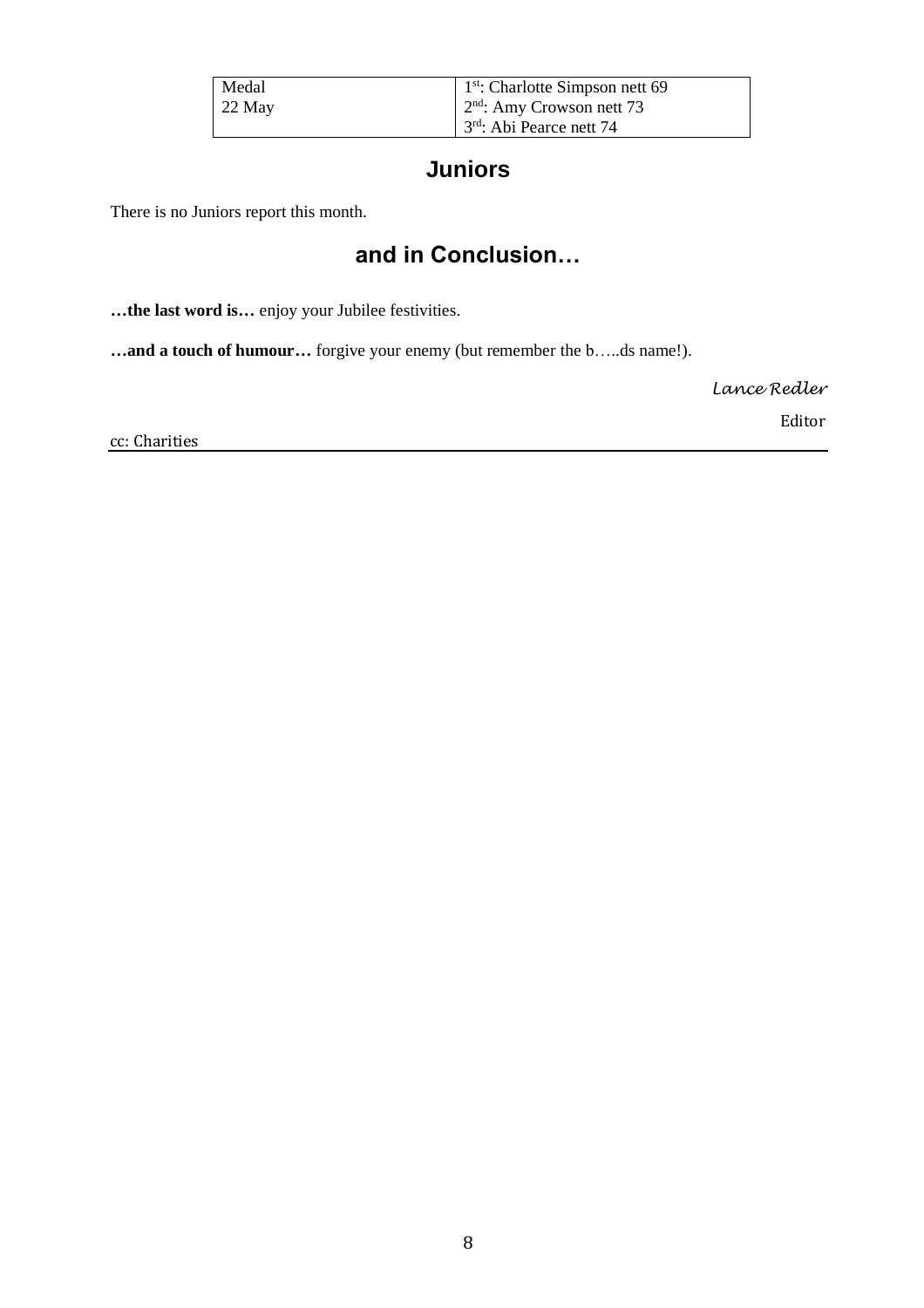| Medal<br>22 May | 1st: Charlotte Simpson nett 69<br>2nd: Amy Crowson nett 73<br>3rd: Abi Pearce nett 74 |
|---|---|

## Juniors

There is no Juniors report this month.

## and in Conclusion…

**…the last word is…** enjoy your Jubilee festivities.

**…and a touch of humour…** forgive your enemy (but remember the b…..ds name!).

*Lance Redler*

Editor

cc: Charities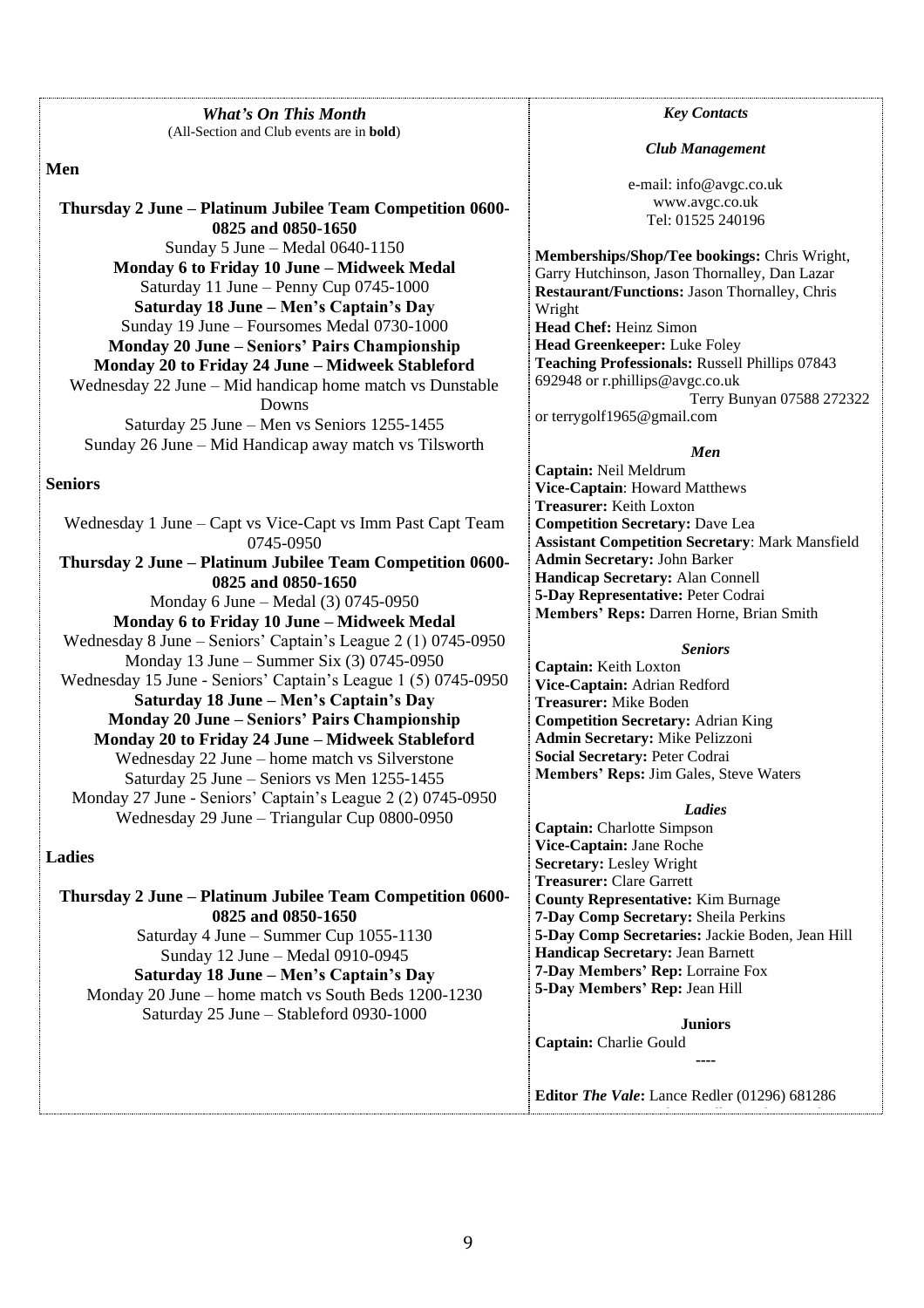## *What's On This Month*

(All-Section and Club events are in **bold**)

### Men

**Thursday 2 June – Platinum Jubilee Team Competition 0600-0825 and 0850-1650**
Sunday 5 June – Medal 0640-1150
**Monday 6 to Friday 10 June – Midweek Medal**
Saturday 11 June – Penny Cup 0745-1000
**Saturday 18 June – Men's Captain's Day**
Sunday 19 June – Foursomes Medal 0730-1000
**Monday 20 June – Seniors' Pairs Championship**
**Monday 20 to Friday 24 June – Midweek Stableford**
Wednesday 22 June – Mid handicap home match vs Dunstable Downs
Saturday 25 June – Men vs Seniors 1255-1455
Sunday 26 June – Mid Handicap away match vs Tilsworth

### Seniors

Wednesday 1 June – Capt vs Vice-Capt vs Imm Past Capt Team 0745-0950
**Thursday 2 June – Platinum Jubilee Team Competition 0600-0825 and 0850-1650**
Monday 6 June – Medal (3) 0745-0950
**Monday 6 to Friday 10 June – Midweek Medal**
Wednesday 8 June – Seniors' Captain's League 2 (1) 0745-0950
Monday 13 June – Summer Six (3) 0745-0950
Wednesday 15 June - Seniors' Captain's League 1 (5) 0745-0950
**Saturday 18 June – Men's Captain's Day**
**Monday 20 June – Seniors' Pairs Championship**
**Monday 20 to Friday 24 June – Midweek Stableford**
Wednesday 22 June – home match vs Silverstone
Saturday 25 June – Seniors vs Men 1255-1455
Monday 27 June - Seniors' Captain's League 2 (2) 0745-0950
Wednesday 29 June – Triangular Cup 0800-0950

### Ladies

**Thursday 2 June – Platinum Jubilee Team Competition 0600-0825 and 0850-1650**
Saturday 4 June – Summer Cup 1055-1130
Sunday 12 June – Medal 0910-0945
**Saturday 18 June – Men's Captain's Day**
Monday 20 June – home match vs South Beds 1200-1230
Saturday 25 June – Stableford 0930-1000

## *Key Contacts*

### *Club Management*

e-mail: info@avgc.co.uk
www.avgc.co.uk
Tel: 01525 240196

**Memberships/Shop/Tee bookings:** Chris Wright, Garry Hutchinson, Jason Thornalley, Dan Lazar
**Restaurant/Functions:** Jason Thornalley, Chris Wright
**Head Chef:** Heinz Simon
**Head Greenkeeper:** Luke Foley
**Teaching Professionals:** Russell Phillips 07843 692948 or r.phillips@avgc.co.uk
Terry Bunyan 07588 272322 or terrygolf1965@gmail.com

### *Men*

**Captain:** Neil Meldrum
**Vice-Captain**: Howard Matthews
**Treasurer:** Keith Loxton
**Competition Secretary:** Dave Lea
**Assistant Competition Secretary**: Mark Mansfield
**Admin Secretary:** John Barker
**Handicap Secretary:** Alan Connell
**5-Day Representative:** Peter Codrai
**Members' Reps:** Darren Horne, Brian Smith

### *Seniors*

**Captain:** Keith Loxton
**Vice-Captain:** Adrian Redford
**Treasurer:** Mike Boden
**Competition Secretary:** Adrian King
**Admin Secretary:** Mike Pelizzoni
**Social Secretary:** Peter Codrai
**Members' Reps:** Jim Gales, Steve Waters

### *Ladies*

**Captain:** Charlotte Simpson
**Vice-Captain:** Jane Roche
**Secretary:** Lesley Wright
**Treasurer:** Clare Garrett
**County Representative:** Kim Burnage
**7-Day Comp Secretary:** Sheila Perkins
**5-Day Comp Secretaries:** Jackie Boden, Jean Hill
**Handicap Secretary:** Jean Barnett
**7-Day Members' Rep:** Lorraine Fox
**5-Day Members' Rep:** Jean Hill

### Juniors

**Captain:** Charlie Gould

----

**Editor *The Vale*:** Lance Redler (01296) 681286